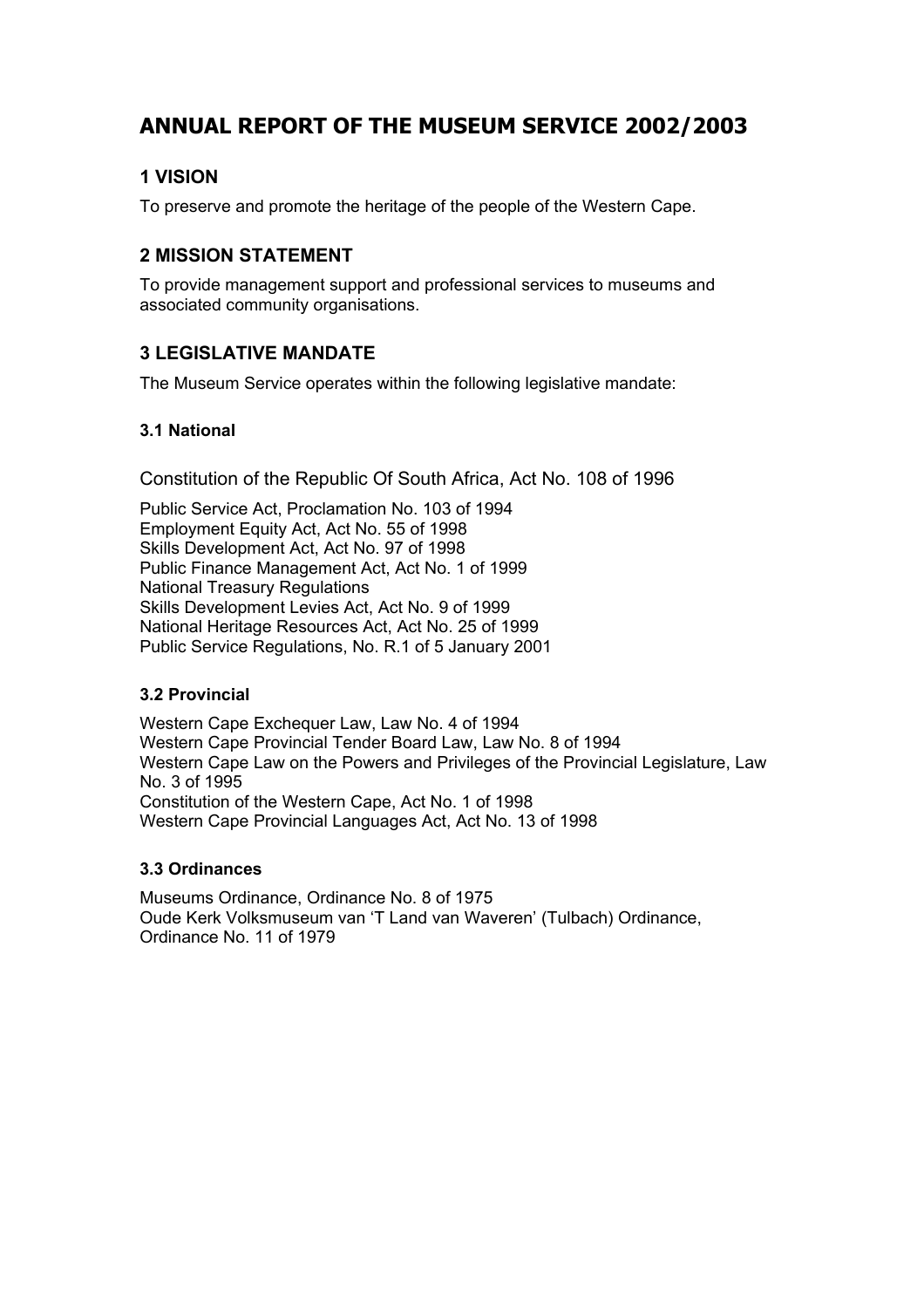# ANNUAL REPORT OF THE MUSEUM SERVICE 2002/2003

## 1 VISION

To preserve and promote the heritage of the people of the Western Cape.

## 2 MISSION STATEMENT

To provide management support and professional services to museums and associated community organisations.

## 3 LEGISLATIVE MANDATE

The Museum Service operates within the following legislative mandate:

### 3.1 National

Constitution of the Republic Of South Africa, Act No. 108 of 1996

Public Service Act, Proclamation No. 103 of 1994  
Employment Equity Act, Act No. 55 of 1998  
Skills Development Act, Act No. 97 of 1998  
Public Finance Management Act, Act No. 1 of 1999  
National Treasury Regulations  
Skills Development Levies Act, Act No. 9 of 1999  
National Heritage Resources Act, Act No. 25 of 1999  
Public Service Regulations, No. R.1 of 5 January 2001

### 3.2 Provincial

Western Cape Exchequer Law, Law No. 4 of 1994  
Western Cape Provincial Tender Board Law, Law No. 8 of 1994  
Western Cape Law on the Powers and Privileges of the Provincial Legislature, Law No. 3 of 1995  
Constitution of the Western Cape, Act No. 1 of 1998  
Western Cape Provincial Languages Act, Act No. 13 of 1998

### 3.3 Ordinances

Museums Ordinance, Ordinance No. 8 of 1975  
Oude Kerk Volksmuseum van 'T Land van Waveren' (Tulbach) Ordinance, Ordinance No. 11 of 1979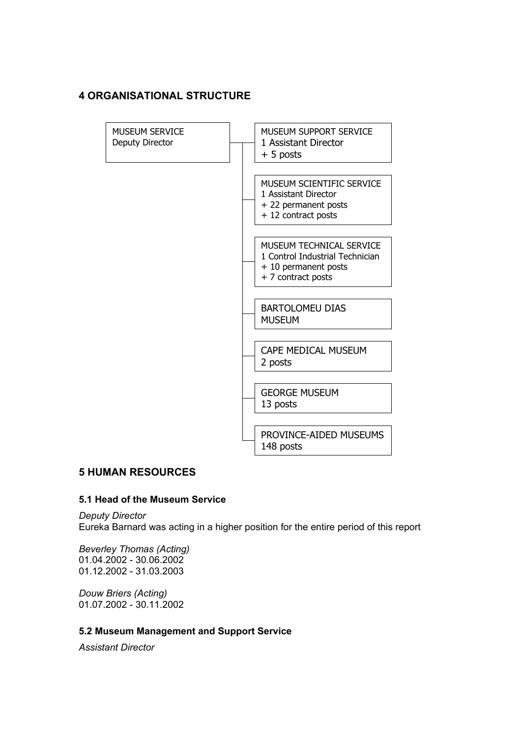## 4 ORGANISATIONAL STRUCTURE

MUSEUM SERVICE
Deputy Director

- MUSEUM SUPPORT SERVICE
  1 Assistant Director
  + 5 posts
- MUSEUM SCIENTIFIC SERVICE
  1 Assistant Director
  + 22 permanent posts
  + 12 contract posts
- MUSEUM TECHNICAL SERVICE
  1 Control Industrial Technician
  + 10 permanent posts
  + 7 contract posts
- BARTOLOMEU DIAS MUSEUM
- CAPE MEDICAL MUSEUM
  2 posts
- GEORGE MUSEUM
  13 posts
- PROVINCE-AIDED MUSEUMS
  148 posts

## 5 HUMAN RESOURCES

### 5.1 Head of the Museum Service

*Deputy Director*
Eureka Barnard was acting in a higher position for the entire period of this report

*Beverley Thomas (Acting)*
01.04.2002 - 30.06.2002
01.12.2002 - 31.03.2003

*Douw Briers (Acting)*
01.07.2002 - 30.11.2002

### 5.2 Museum Management and Support Service

*Assistant Director*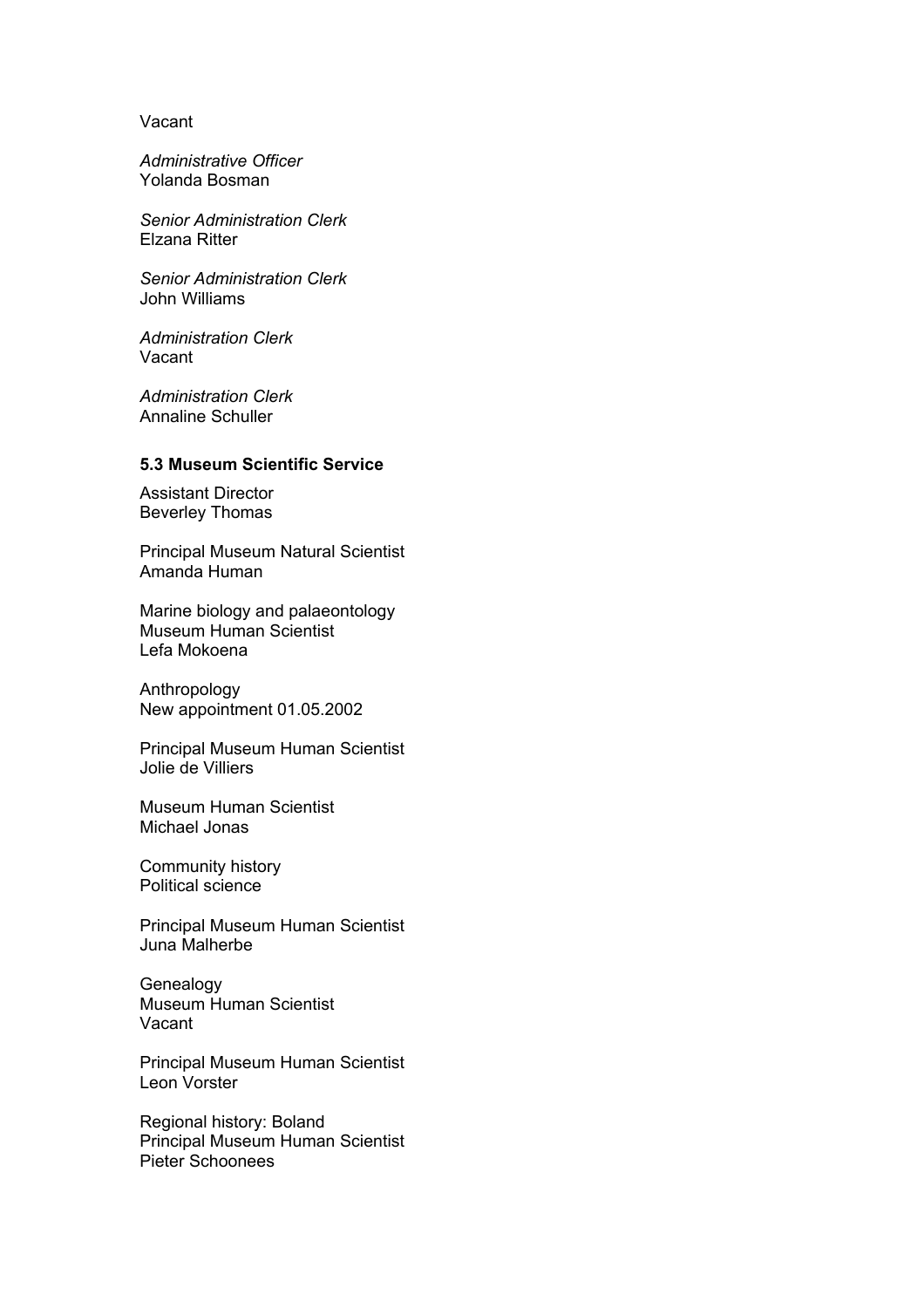Vacant

*Administrative Officer*
Yolanda Bosman

*Senior Administration Clerk*
Elzana Ritter

*Senior Administration Clerk*
John Williams

*Administration Clerk*
Vacant

*Administration Clerk*
Annaline Schuller

**5.3 Museum Scientific Service**

Assistant Director
Beverley Thomas

Principal Museum Natural Scientist
Amanda Human

Marine biology and palaeontology
Museum Human Scientist
Lefa Mokoena

Anthropology
New appointment 01.05.2002

Principal Museum Human Scientist
Jolie de Villiers

Museum Human Scientist
Michael Jonas

Community history
Political science

Principal Museum Human Scientist
Juna Malherbe

Genealogy
Museum Human Scientist
Vacant

Principal Museum Human Scientist
Leon Vorster

Regional history: Boland
Principal Museum Human Scientist
Pieter Schoonees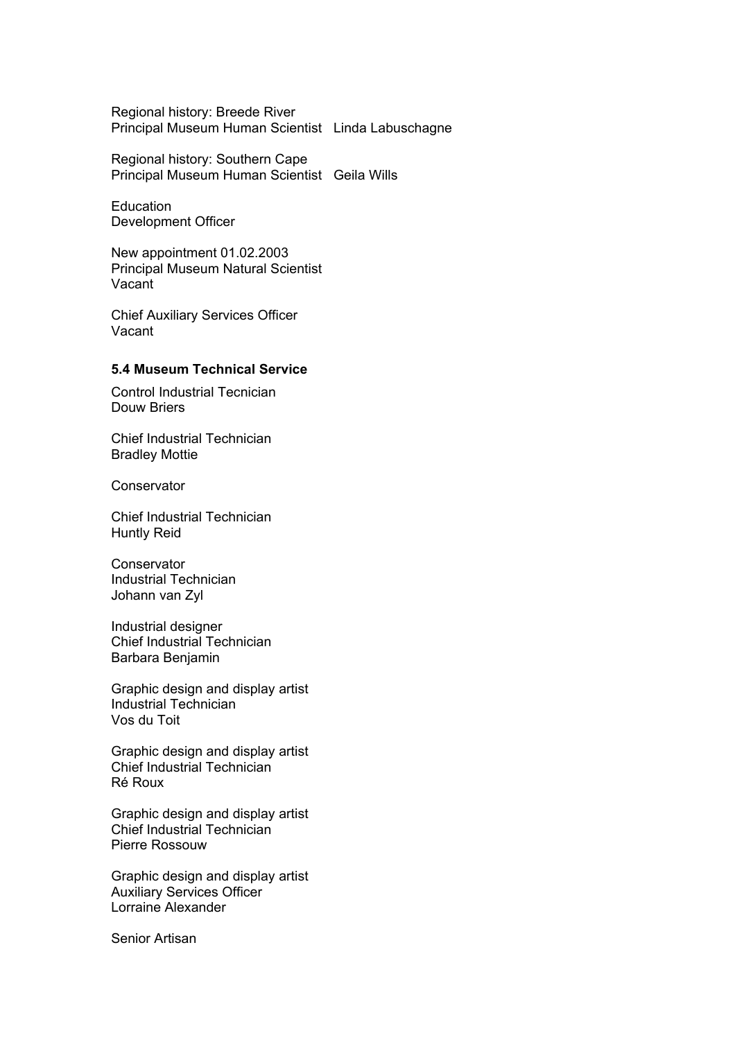Regional history: Breede River
Principal Museum Human Scientist   Linda Labuschagne

Regional history: Southern Cape
Principal Museum Human Scientist   Geila Wills

Education
Development Officer

New appointment 01.02.2003
Principal Museum Natural Scientist
Vacant

Chief Auxiliary Services Officer
Vacant

**5.4 Museum Technical Service**

Control Industrial Tecnician
Douw Briers

Chief Industrial Technician
Bradley Mottie

Conservator

Chief Industrial Technician
Huntly Reid

Conservator
Industrial Technician
Johann van Zyl

Industrial designer
Chief Industrial Technician
Barbara Benjamin

Graphic design and display artist
Industrial Technician
Vos du Toit

Graphic design and display artist
Chief Industrial Technician
Ré Roux

Graphic design and display artist
Chief Industrial Technician
Pierre Rossouw

Graphic design and display artist
Auxiliary Services Officer
Lorraine Alexander

Senior Artisan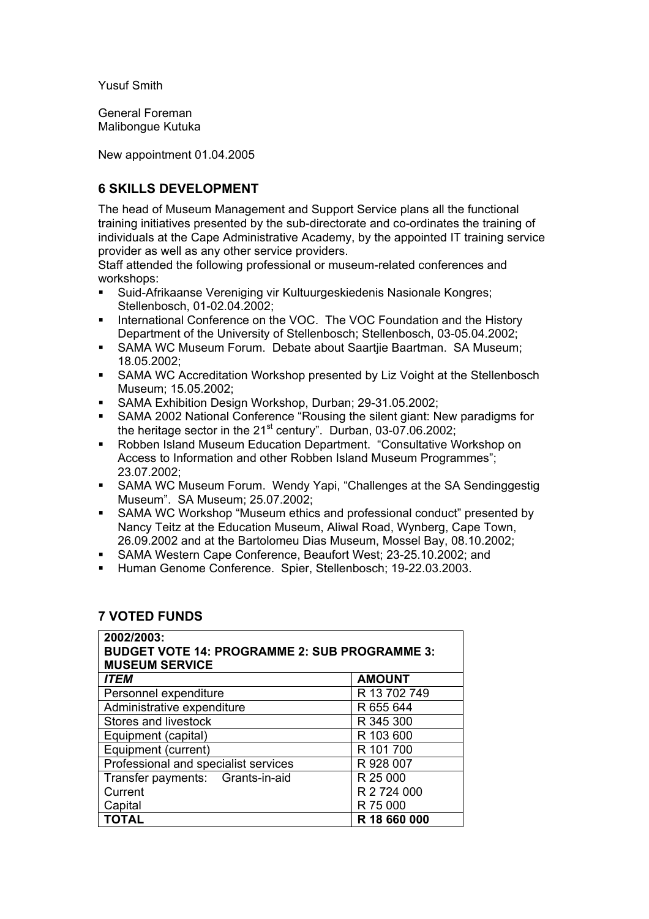Yusuf Smith

General Foreman
Malibongue Kutuka

New appointment 01.04.2005

## 6 SKILLS DEVELOPMENT

The head of Museum Management and Support Service plans all the functional training initiatives presented by the sub-directorate and co-ordinates the training of individuals at the Cape Administrative Academy, by the appointed IT training service provider as well as any other service providers.

Staff attended the following professional or museum-related conferences and workshops:

- Suid-Afrikaanse Vereniging vir Kultuurgeskiedenis Nasionale Kongres; Stellenbosch, 01-02.04.2002;
- International Conference on the VOC. The VOC Foundation and the History Department of the University of Stellenbosch; Stellenbosch, 03-05.04.2002;
- SAMA WC Museum Forum. Debate about Saartjie Baartman. SA Museum; 18.05.2002;
- SAMA WC Accreditation Workshop presented by Liz Voight at the Stellenbosch Museum; 15.05.2002;
- SAMA Exhibition Design Workshop, Durban; 29-31.05.2002;
- SAMA 2002 National Conference "Rousing the silent giant: New paradigms for the heritage sector in the 21st century". Durban, 03-07.06.2002;
- Robben Island Museum Education Department. "Consultative Workshop on Access to Information and other Robben Island Museum Programmes"; 23.07.2002;
- SAMA WC Museum Forum. Wendy Yapi, "Challenges at the SA Sendinggestig Museum". SA Museum; 25.07.2002;
- SAMA WC Workshop "Museum ethics and professional conduct" presented by Nancy Teitz at the Education Museum, Aliwal Road, Wynberg, Cape Town, 26.09.2002 and at the Bartolomeu Dias Museum, Mossel Bay, 08.10.2002;
- SAMA Western Cape Conference, Beaufort West; 23-25.10.2002; and
- Human Genome Conference. Spier, Stellenbosch; 19-22.03.2003.

## 7 VOTED FUNDS

| **2002/2003: BUDGET VOTE 14: PROGRAMME 2: SUB PROGRAMME 3: MUSEUM SERVICE** | |
|---|---|
| ***ITEM*** | **AMOUNT** |
| Personnel expenditure | R 13 702 749 |
| Administrative expenditure | R 655 644 |
| Stores and livestock | R 345 300 |
| Equipment (capital) | R 103 600 |
| Equipment (current) | R 101 700 |
| Professional and specialist services | R 928 007 |
| Transfer payments: Grants-in-aid | R 25 000 |
| Current | R 2 724 000 |
| Capital | R 75 000 |
| **TOTAL** | **R 18 660 000** |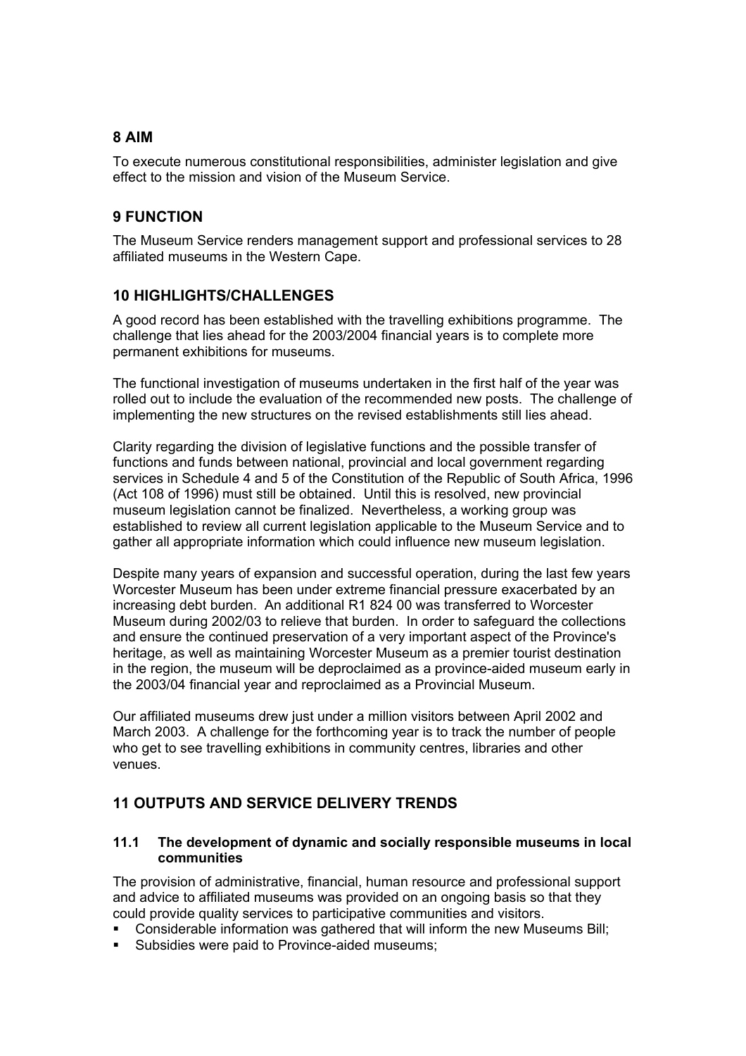## 8 AIM

To execute numerous constitutional responsibilities, administer legislation and give effect to the mission and vision of the Museum Service.

## 9 FUNCTION

The Museum Service renders management support and professional services to 28 affiliated museums in the Western Cape.

## 10 HIGHLIGHTS/CHALLENGES

A good record has been established with the travelling exhibitions programme. The challenge that lies ahead for the 2003/2004 financial years is to complete more permanent exhibitions for museums.

The functional investigation of museums undertaken in the first half of the year was rolled out to include the evaluation of the recommended new posts. The challenge of implementing the new structures on the revised establishments still lies ahead.

Clarity regarding the division of legislative functions and the possible transfer of functions and funds between national, provincial and local government regarding services in Schedule 4 and 5 of the Constitution of the Republic of South Africa, 1996 (Act 108 of 1996) must still be obtained. Until this is resolved, new provincial museum legislation cannot be finalized. Nevertheless, a working group was established to review all current legislation applicable to the Museum Service and to gather all appropriate information which could influence new museum legislation.

Despite many years of expansion and successful operation, during the last few years Worcester Museum has been under extreme financial pressure exacerbated by an increasing debt burden. An additional R1 824 00 was transferred to Worcester Museum during 2002/03 to relieve that burden. In order to safeguard the collections and ensure the continued preservation of a very important aspect of the Province's heritage, as well as maintaining Worcester Museum as a premier tourist destination in the region, the museum will be deproclaimed as a province-aided museum early in the 2003/04 financial year and reproclaimed as a Provincial Museum.

Our affiliated museums drew just under a million visitors between April 2002 and March 2003. A challenge for the forthcoming year is to track the number of people who get to see travelling exhibitions in community centres, libraries and other venues.

## 11 OUTPUTS AND SERVICE DELIVERY TRENDS

### 11.1 The development of dynamic and socially responsible museums in local communities

The provision of administrative, financial, human resource and professional support and advice to affiliated museums was provided on an ongoing basis so that they could provide quality services to participative communities and visitors.

- Considerable information was gathered that will inform the new Museums Bill;
- Subsidies were paid to Province-aided museums;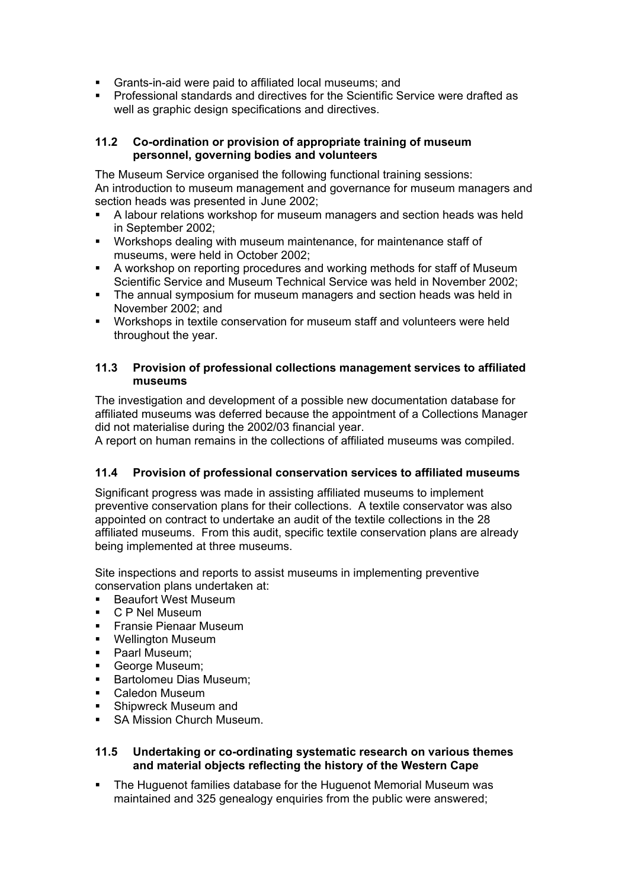- Grants-in-aid were paid to affiliated local museums; and
- Professional standards and directives for the Scientific Service were drafted as well as graphic design specifications and directives.

### 11.2 Co-ordination or provision of appropriate training of museum personnel, governing bodies and volunteers

The Museum Service organised the following functional training sessions:
An introduction to museum management and governance for museum managers and section heads was presented in June 2002;

- A labour relations workshop for museum managers and section heads was held in September 2002;
- Workshops dealing with museum maintenance, for maintenance staff of museums, were held in October 2002;
- A workshop on reporting procedures and working methods for staff of Museum Scientific Service and Museum Technical Service was held in November 2002;
- The annual symposium for museum managers and section heads was held in November 2002; and
- Workshops in textile conservation for museum staff and volunteers were held throughout the year.

### 11.3 Provision of professional collections management services to affiliated museums

The investigation and development of a possible new documentation database for affiliated museums was deferred because the appointment of a Collections Manager did not materialise during the 2002/03 financial year.
A report on human remains in the collections of affiliated museums was compiled.

### 11.4 Provision of professional conservation services to affiliated museums

Significant progress was made in assisting affiliated museums to implement preventive conservation plans for their collections. A textile conservator was also appointed on contract to undertake an audit of the textile collections in the 28 affiliated museums. From this audit, specific textile conservation plans are already being implemented at three museums.

Site inspections and reports to assist museums in implementing preventive conservation plans undertaken at:

- Beaufort West Museum
- C P Nel Museum
- Fransie Pienaar Museum
- Wellington Museum
- Paarl Museum;
- George Museum;
- Bartolomeu Dias Museum;
- Caledon Museum
- Shipwreck Museum and
- SA Mission Church Museum.

### 11.5 Undertaking or co-ordinating systematic research on various themes and material objects reflecting the history of the Western Cape

- The Huguenot families database for the Huguenot Memorial Museum was maintained and 325 genealogy enquiries from the public were answered;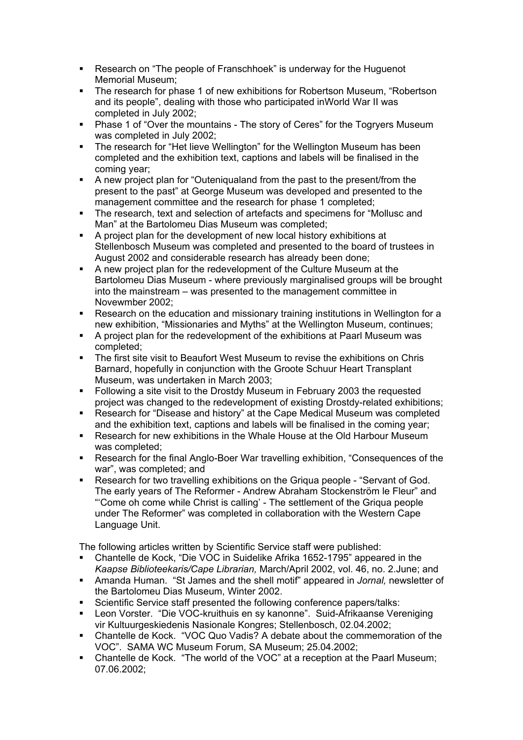- Research on "The people of Franschhoek" is underway for the Huguenot Memorial Museum;
- The research for phase 1 of new exhibitions for Robertson Museum, "Robertson and its people", dealing with those who participated inWorld War II was completed in July 2002;
- Phase 1 of "Over the mountains - The story of Ceres" for the Togryers Museum was completed in July 2002;
- The research for "Het lieve Wellington" for the Wellington Museum has been completed and the exhibition text, captions and labels will be finalised in the coming year;
- A new project plan for "Outeniqualand from the past to the present/from the present to the past" at George Museum was developed and presented to the management committee and the research for phase 1 completed;
- The research, text and selection of artefacts and specimens for "Mollusc and Man" at the Bartolomeu Dias Museum was completed;
- A project plan for the development of new local history exhibitions at Stellenbosch Museum was completed and presented to the board of trustees in August 2002 and considerable research has already been done;
- A new project plan for the redevelopment of the Culture Museum at the Bartolomeu Dias Museum - where previously marginalised groups will be brought into the mainstream – was presented to the management committee in Novewmber 2002;
- Research on the education and missionary training institutions in Wellington for a new exhibition, "Missionaries and Myths" at the Wellington Museum, continues;
- A project plan for the redevelopment of the exhibitions at Paarl Museum was completed;
- The first site visit to Beaufort West Museum to revise the exhibitions on Chris Barnard, hopefully in conjunction with the Groote Schuur Heart Transplant Museum, was undertaken in March 2003;
- Following a site visit to the Drostdy Museum in February 2003 the requested project was changed to the redevelopment of existing Drostdy-related exhibitions;
- Research for "Disease and history" at the Cape Medical Museum was completed and the exhibition text, captions and labels will be finalised in the coming year;
- Research for new exhibitions in the Whale House at the Old Harbour Museum was completed;
- Research for the final Anglo-Boer War travelling exhibition, "Consequences of the war", was completed; and
- Research for two travelling exhibitions on the Griqua people - "Servant of God. The early years of The Reformer - Andrew Abraham Stockenström le Fleur" and "'Come oh come while Christ is calling' - The settlement of the Griqua people under The Reformer" was completed in collaboration with the Western Cape Language Unit.

The following articles written by Scientific Service staff were published:

- Chantelle de Kock, "Die VOC in Suidelike Afrika 1652-1795" appeared in the *Kaapse Biblioteekaris/Cape Librarian,* March/April 2002, vol. 46, no. 2.June; and
- Amanda Human. "St James and the shell motif" appeared in *Jornal,* newsletter of the Bartolomeu Dias Museum, Winter 2002.
- Scientific Service staff presented the following conference papers/talks:
- Leon Vorster. "Die VOC-kruithuis en sy kanonne". Suid-Afrikaanse Vereniging vir Kultuurgeskiedenis Nasionale Kongres; Stellenbosch, 02.04.2002;
- Chantelle de Kock. "VOC Quo Vadis? A debate about the commemoration of the VOC". SAMA WC Museum Forum, SA Museum; 25.04.2002;
- Chantelle de Kock. "The world of the VOC" at a reception at the Paarl Museum; 07.06.2002;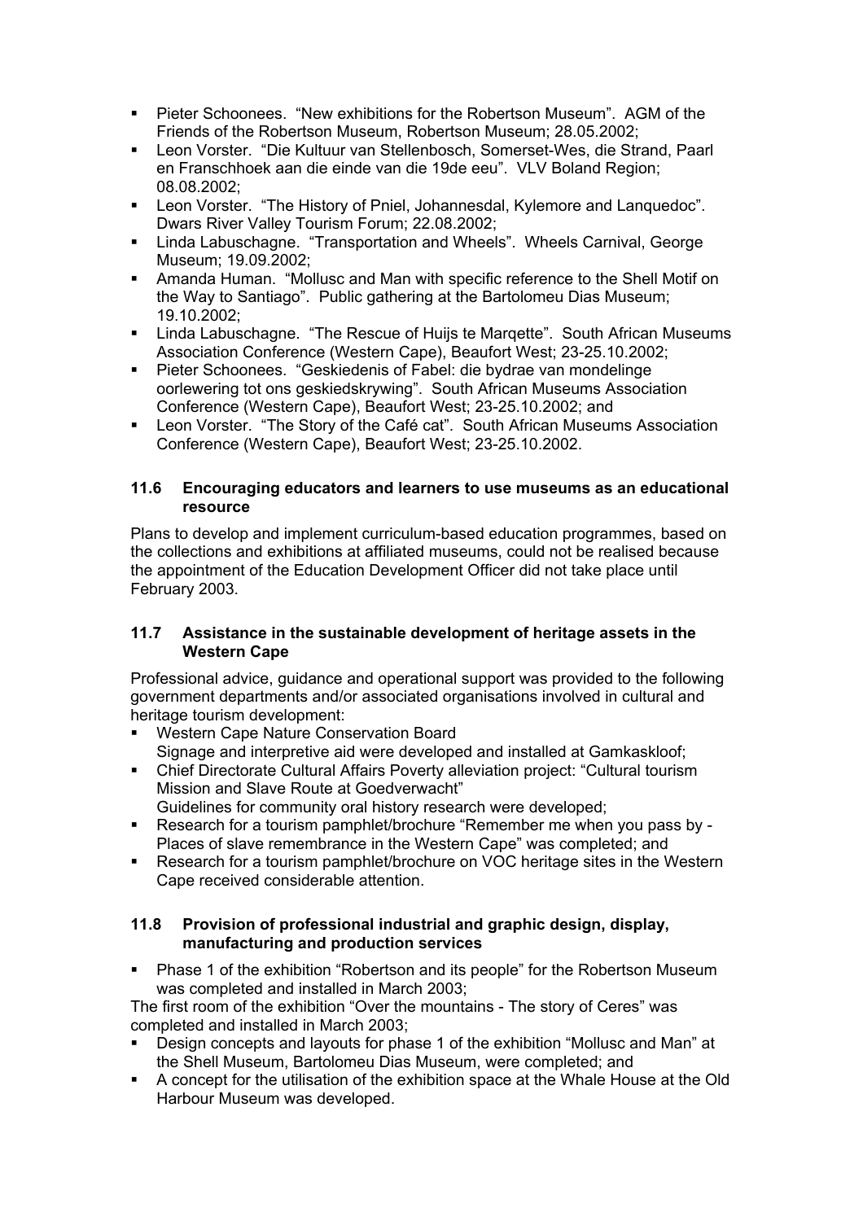- Pieter Schoonees. “New exhibitions for the Robertson Museum”. AGM of the Friends of the Robertson Museum, Robertson Museum; 28.05.2002;
- Leon Vorster. “Die Kultuur van Stellenbosch, Somerset-Wes, die Strand, Paarl en Franschhoek aan die einde van die 19de eeu”. VLV Boland Region; 08.08.2002;
- Leon Vorster. “The History of Pniel, Johannesdal, Kylemore and Lanquedoc”. Dwars River Valley Tourism Forum; 22.08.2002;
- Linda Labuschagne. “Transportation and Wheels”. Wheels Carnival, George Museum; 19.09.2002;
- Amanda Human. “Mollusc and Man with specific reference to the Shell Motif on the Way to Santiago”. Public gathering at the Bartolomeu Dias Museum; 19.10.2002;
- Linda Labuschagne. “The Rescue of Huijs te Marqette”. South African Museums Association Conference (Western Cape), Beaufort West; 23-25.10.2002;
- Pieter Schoonees. “Geskiedenis of Fabel: die bydrae van mondelinge oorlewering tot ons geskiedskrywing”. South African Museums Association Conference (Western Cape), Beaufort West; 23-25.10.2002; and
- Leon Vorster. “The Story of the Café cat”. South African Museums Association Conference (Western Cape), Beaufort West; 23-25.10.2002.

### 11.6 Encouraging educators and learners to use museums as an educational resource

Plans to develop and implement curriculum-based education programmes, based on the collections and exhibitions at affiliated museums, could not be realised because the appointment of the Education Development Officer did not take place until February 2003.

### 11.7 Assistance in the sustainable development of heritage assets in the Western Cape

Professional advice, guidance and operational support was provided to the following government departments and/or associated organisations involved in cultural and heritage tourism development:

- Western Cape Nature Conservation Board
  Signage and interpretive aid were developed and installed at Gamkaskloof;
- Chief Directorate Cultural Affairs Poverty alleviation project: “Cultural tourism Mission and Slave Route at Goedverwacht”
  Guidelines for community oral history research were developed;
- Research for a tourism pamphlet/brochure “Remember me when you pass by - Places of slave remembrance in the Western Cape” was completed; and
- Research for a tourism pamphlet/brochure on VOC heritage sites in the Western Cape received considerable attention.

### 11.8 Provision of professional industrial and graphic design, display, manufacturing and production services

- Phase 1 of the exhibition “Robertson and its people” for the Robertson Museum was completed and installed in March 2003;

The first room of the exhibition “Over the mountains - The story of Ceres” was completed and installed in March 2003;

- Design concepts and layouts for phase 1 of the exhibition “Mollusc and Man” at the Shell Museum, Bartolomeu Dias Museum, were completed; and
- A concept for the utilisation of the exhibition space at the Whale House at the Old Harbour Museum was developed.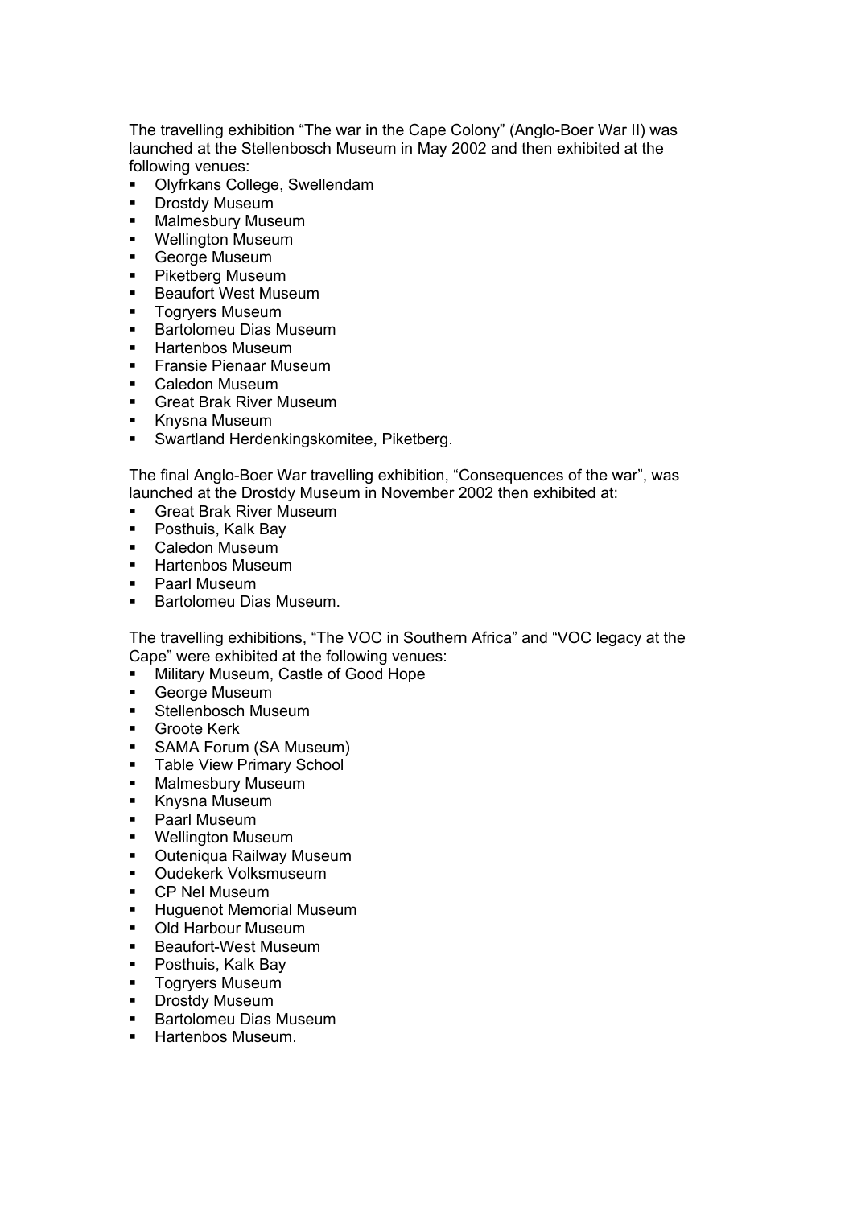The travelling exhibition “The war in the Cape Colony” (Anglo-Boer War II) was launched at the Stellenbosch Museum in May 2002 and then exhibited at the following venues:

- Olyfrkans College, Swellendam
- Drostdy Museum
- Malmesbury Museum
- Wellington Museum
- George Museum
- Piketberg Museum
- Beaufort West Museum
- Togryers Museum
- Bartolomeu Dias Museum
- Hartenbos Museum
- Fransie Pienaar Museum
- Caledon Museum
- Great Brak River Museum
- Knysna Museum
- Swartland Herdenkingskomitee, Piketberg.

The final Anglo-Boer War travelling exhibition, “Consequences of the war”, was launched at the Drostdy Museum in November 2002 then exhibited at:

- Great Brak River Museum
- Posthuis, Kalk Bay
- Caledon Museum
- Hartenbos Museum
- Paarl Museum
- Bartolomeu Dias Museum.

The travelling exhibitions, “The VOC in Southern Africa” and “VOC legacy at the Cape” were exhibited at the following venues:

- Military Museum, Castle of Good Hope
- George Museum
- Stellenbosch Museum
- Groote Kerk
- SAMA Forum (SA Museum)
- Table View Primary School
- Malmesbury Museum
- Knysna Museum
- Paarl Museum
- Wellington Museum
- Outeniqua Railway Museum
- Oudekerk Volksmuseum
- CP Nel Museum
- Huguenot Memorial Museum
- Old Harbour Museum
- Beaufort-West Museum
- Posthuis, Kalk Bay
- Togryers Museum
- Drostdy Museum
- Bartolomeu Dias Museum
- Hartenbos Museum.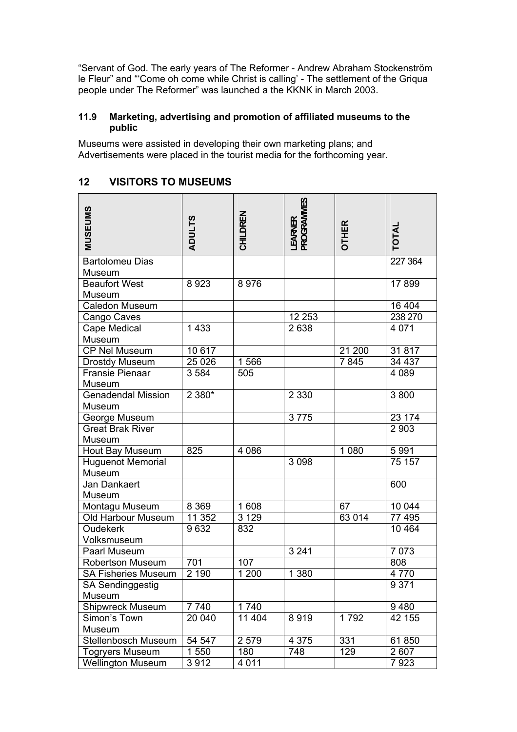"Servant of God. The early years of The Reformer - Andrew Abraham Stockenström le Fleur" and "'Come oh come while Christ is calling' - The settlement of the Griqua people under The Reformer" was launched a the KKNK in March 2003.

### 11.9 Marketing, advertising and promotion of affiliated museums to the public

Museums were assisted in developing their own marketing plans; and Advertisements were placed in the tourist media for the forthcoming year.

## 12 VISITORS TO MUSEUMS

| MUSEUMS | ADULTS | CHILDREN | LEARNER PROGRAMMES | OTHER | TOTAL |
|---|---|---|---|---|---|
| Bartolomeu Dias Museum | | | | | 227 364 |
| Beaufort West Museum | 8 923 | 8 976 | | | 17 899 |
| Caledon Museum | | | | | 16 404 |
| Cango Caves | | | 12 253 | | 238 270 |
| Cape Medical Museum | 1 433 | | 2 638 | | 4 071 |
| CP Nel Museum | 10 617 | | | 21 200 | 31 817 |
| Drostdy Museum | 25 026 | 1 566 | | 7 845 | 34 437 |
| Fransie Pienaar Museum | 3 584 | 505 | | | 4 089 |
| Genadendal Mission Museum | 2 380* | | 2 330 | | 3 800 |
| George Museum | | | 3 775 | | 23 174 |
| Great Brak River Museum | | | | | 2 903 |
| Hout Bay Museum | 825 | 4 086 | | 1 080 | 5 991 |
| Huguenot Memorial Museum | | | 3 098 | | 75 157 |
| Jan Dankaert Museum | | | | | 600 |
| Montagu Museum | 8 369 | 1 608 | | 67 | 10 044 |
| Old Harbour Museum | 11 352 | 3 129 | | 63 014 | 77 495 |
| Oudekerk Volksmuseum | 9 632 | 832 | | | 10 464 |
| Paarl Museum | | | 3 241 | | 7 073 |
| Robertson Museum | 701 | 107 | | | 808 |
| SA Fisheries Museum | 2 190 | 1 200 | 1 380 | | 4 770 |
| SA Sendinggestig Museum | | | | | 9 371 |
| Shipwreck Museum | 7 740 | 1 740 | | | 9 480 |
| Simon's Town Museum | 20 040 | 11 404 | 8 919 | 1 792 | 42 155 |
| Stellenbosch Museum | 54 547 | 2 579 | 4 375 | 331 | 61 850 |
| Togryers Museum | 1 550 | 180 | 748 | 129 | 2 607 |
| Wellington Museum | 3 912 | 4 011 | | | 7 923 |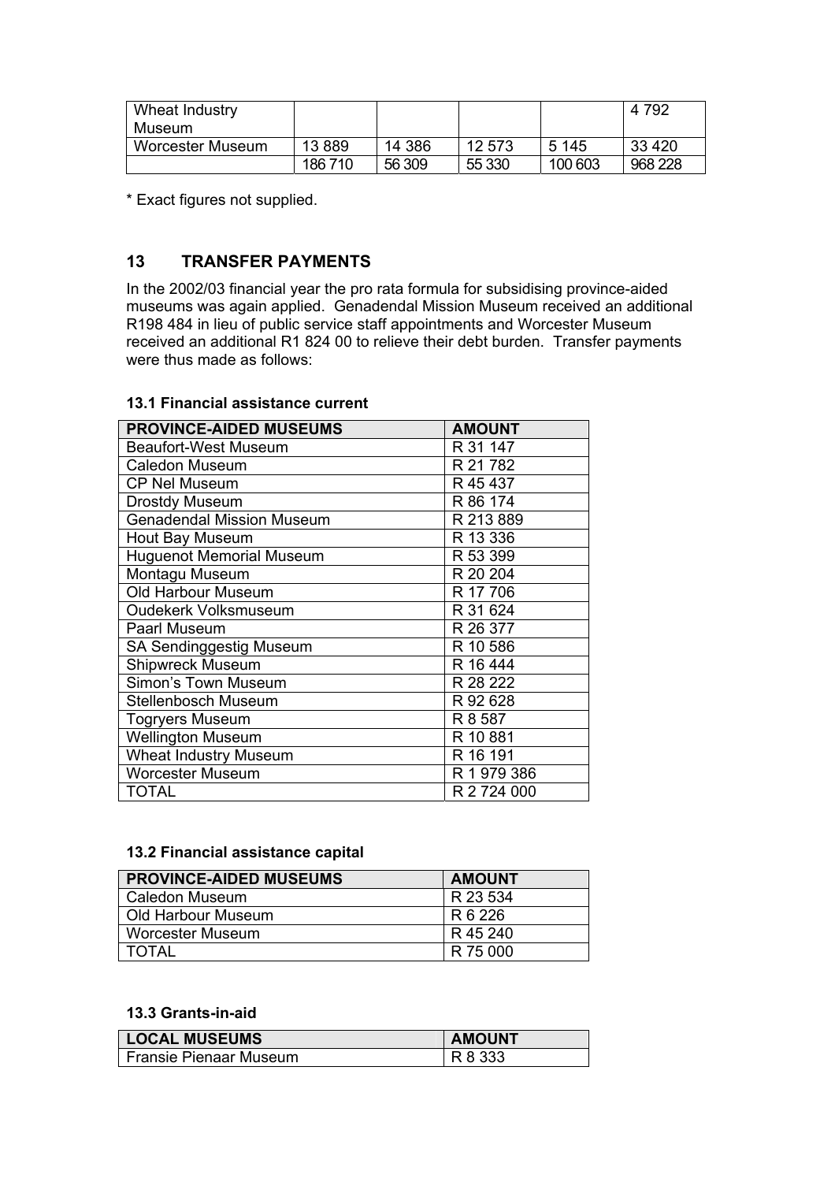| Wheat Industry Museum | | | | | 4 792 |
|---|---|---|---|---|---|
| Worcester Museum | 13 889 | 14 386 | 12 573 | 5 145 | 33 420 |
| | 186 710 | 56 309 | 55 330 | 100 603 | 968 228 |

* Exact figures not supplied.

## 13 TRANSFER PAYMENTS

In the 2002/03 financial year the pro rata formula for subsidising province-aided museums was again applied. Genadendal Mission Museum received an additional R198 484 in lieu of public service staff appointments and Worcester Museum received an additional R1 824 00 to relieve their debt burden. Transfer payments were thus made as follows:

### 13.1 Financial assistance current

| PROVINCE-AIDED MUSEUMS | AMOUNT |
|---|---|
| Beaufort-West Museum | R 31 147 |
| Caledon Museum | R 21 782 |
| CP Nel Museum | R 45 437 |
| Drostdy Museum | R 86 174 |
| Genadendal Mission Museum | R 213 889 |
| Hout Bay Museum | R 13 336 |
| Huguenot Memorial Museum | R 53 399 |
| Montagu Museum | R 20 204 |
| Old Harbour Museum | R 17 706 |
| Oudekerk Volksmuseum | R 31 624 |
| Paarl Museum | R 26 377 |
| SA Sendinggestig Museum | R 10 586 |
| Shipwreck Museum | R 16 444 |
| Simon's Town Museum | R 28 222 |
| Stellenbosch Museum | R 92 628 |
| Togryers Museum | R 8 587 |
| Wellington Museum | R 10 881 |
| Wheat Industry Museum | R 16 191 |
| Worcester Museum | R 1 979 386 |
| TOTAL | R 2 724 000 |

### 13.2 Financial assistance capital

| PROVINCE-AIDED MUSEUMS | AMOUNT |
|---|---|
| Caledon Museum | R 23 534 |
| Old Harbour Museum | R 6 226 |
| Worcester Museum | R 45 240 |
| TOTAL | R 75 000 |

### 13.3 Grants-in-aid

| LOCAL MUSEUMS | AMOUNT |
|---|---|
| Fransie Pienaar Museum | R 8 333 |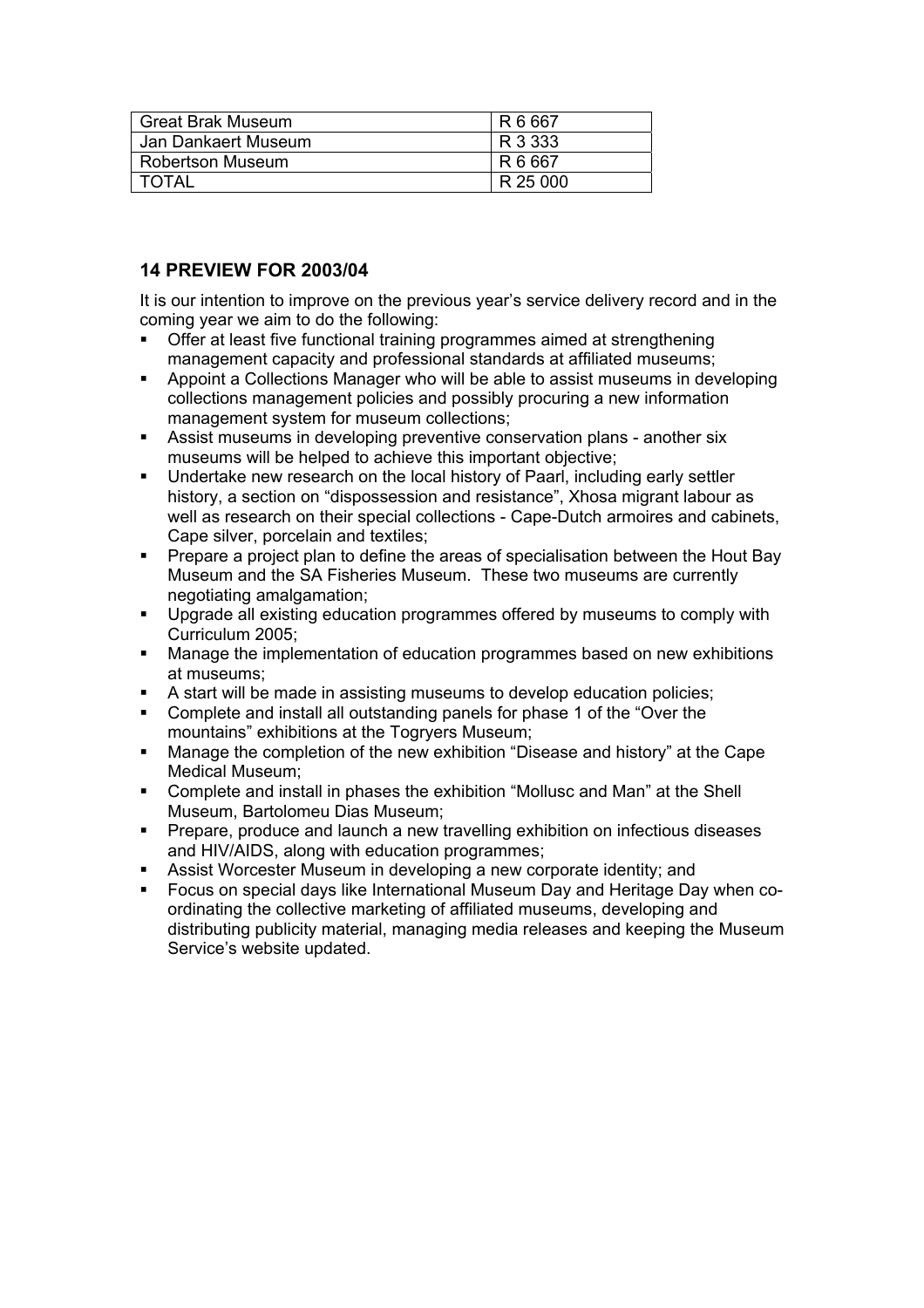| | |
|---|---|
| Great Brak Museum | R 6 667 |
| Jan Dankaert Museum | R 3 333 |
| Robertson Museum | R 6 667 |
| TOTAL | R 25 000 |

## 14 PREVIEW FOR 2003/04

It is our intention to improve on the previous year's service delivery record and in the coming year we aim to do the following:

- Offer at least five functional training programmes aimed at strengthening management capacity and professional standards at affiliated museums;
- Appoint a Collections Manager who will be able to assist museums in developing collections management policies and possibly procuring a new information management system for museum collections;
- Assist museums in developing preventive conservation plans - another six museums will be helped to achieve this important objective;
- Undertake new research on the local history of Paarl, including early settler history, a section on "dispossession and resistance", Xhosa migrant labour as well as research on their special collections - Cape-Dutch armoires and cabinets, Cape silver, porcelain and textiles;
- Prepare a project plan to define the areas of specialisation between the Hout Bay Museum and the SA Fisheries Museum. These two museums are currently negotiating amalgamation;
- Upgrade all existing education programmes offered by museums to comply with Curriculum 2005;
- Manage the implementation of education programmes based on new exhibitions at museums;
- A start will be made in assisting museums to develop education policies;
- Complete and install all outstanding panels for phase 1 of the "Over the mountains" exhibitions at the Togryers Museum;
- Manage the completion of the new exhibition "Disease and history" at the Cape Medical Museum;
- Complete and install in phases the exhibition "Mollusc and Man" at the Shell Museum, Bartolomeu Dias Museum;
- Prepare, produce and launch a new travelling exhibition on infectious diseases and HIV/AIDS, along with education programmes;
- Assist Worcester Museum in developing a new corporate identity; and
- Focus on special days like International Museum Day and Heritage Day when co-ordinating the collective marketing of affiliated museums, developing and distributing publicity material, managing media releases and keeping the Museum Service's website updated.